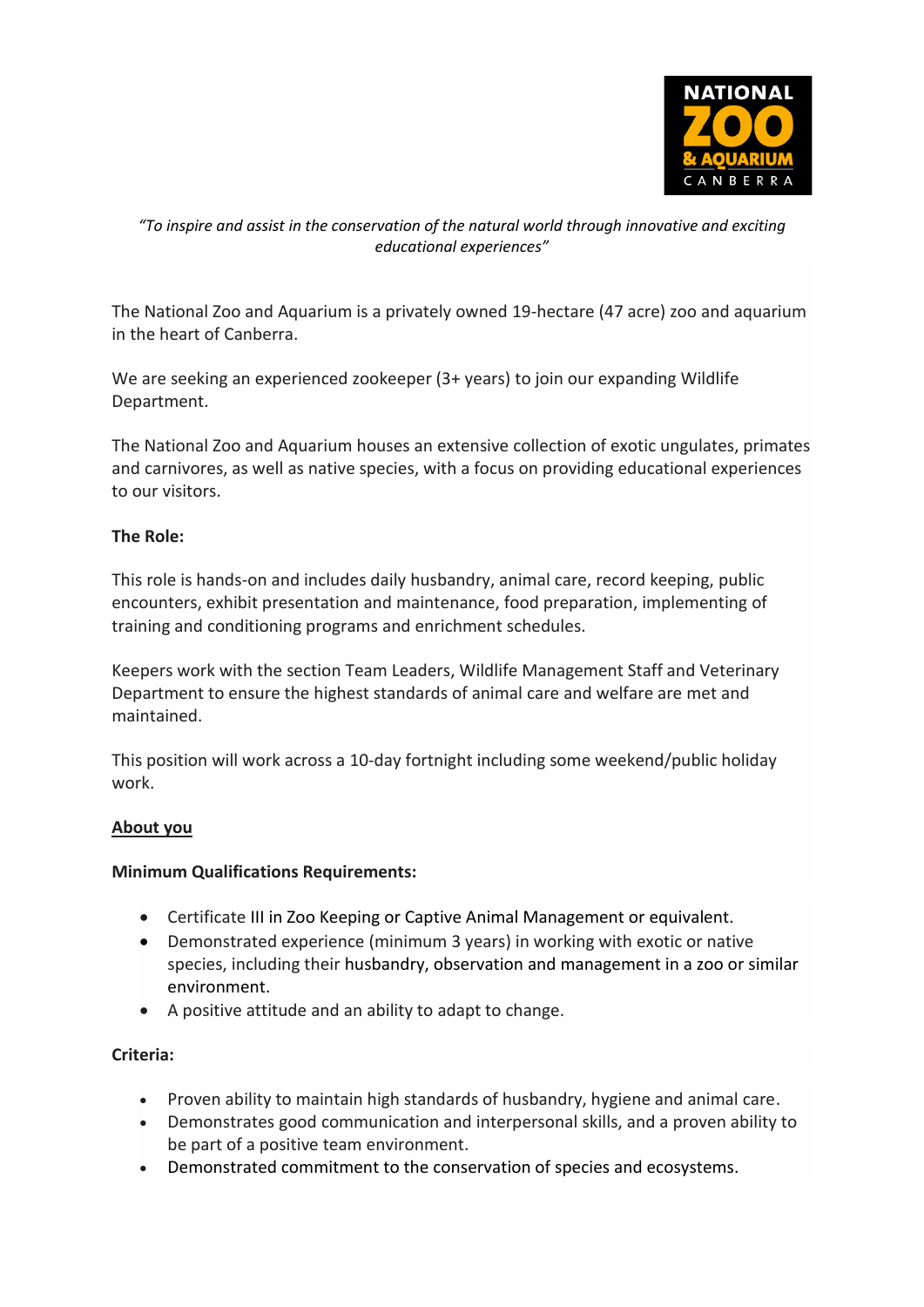NATIONAL ZOO & AQUARIUM CANBERRA

*"To inspire and assist in the conservation of the natural world through innovative and exciting educational experiences"*

The National Zoo and Aquarium is a privately owned 19-hectare (47 acre) zoo and aquarium in the heart of Canberra.

We are seeking an experienced zookeeper (3+ years) to join our expanding Wildlife Department.

The National Zoo and Aquarium houses an extensive collection of exotic ungulates, primates and carnivores, as well as native species, with a focus on providing educational experiences to our visitors.

**The Role:**

This role is hands-on and includes daily husbandry, animal care, record keeping, public encounters, exhibit presentation and maintenance, food preparation, implementing of training and conditioning programs and enrichment schedules.

Keepers work with the section Team Leaders, Wildlife Management Staff and Veterinary Department to ensure the highest standards of animal care and welfare are met and maintained.

This position will work across a 10-day fortnight including some weekend/public holiday work.

**About you**

**Minimum Qualifications Requirements:**

- Certificate III in Zoo Keeping or Captive Animal Management or equivalent.
- Demonstrated experience (minimum 3 years) in working with exotic or native species, including their husbandry, observation and management in a zoo or similar environment.
- A positive attitude and an ability to adapt to change.

**Criteria:**

- Proven ability to maintain high standards of husbandry, hygiene and animal care.
- Demonstrates good communication and interpersonal skills, and a proven ability to be part of a positive team environment.
- Demonstrated commitment to the conservation of species and ecosystems.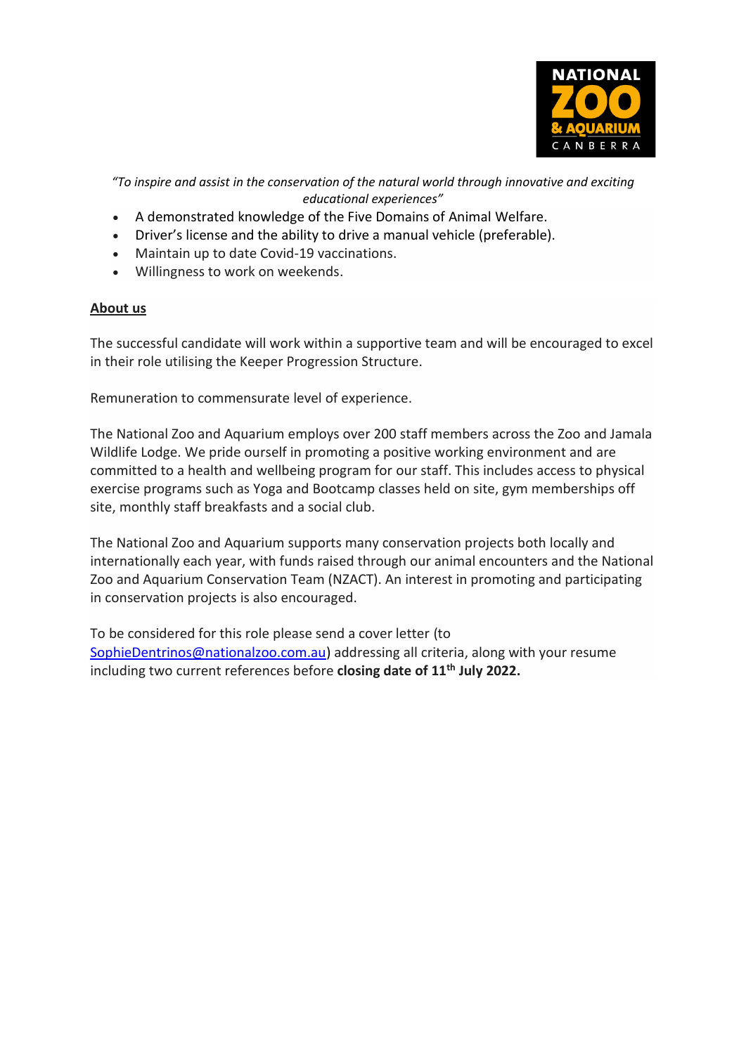*"To inspire and assist in the conservation of the natural world through innovative and exciting educational experiences"*

- A demonstrated knowledge of the Five Domains of Animal Welfare.
- Driver's license and the ability to drive a manual vehicle (preferable).
- Maintain up to date Covid-19 vaccinations.
- Willingness to work on weekends.

## About us

The successful candidate will work within a supportive team and will be encouraged to excel in their role utilising the Keeper Progression Structure.

Remuneration to commensurate level of experience.

The National Zoo and Aquarium employs over 200 staff members across the Zoo and Jamala Wildlife Lodge. We pride ourself in promoting a positive working environment and are committed to a health and wellbeing program for our staff. This includes access to physical exercise programs such as Yoga and Bootcamp classes held on site, gym memberships off site, monthly staff breakfasts and a social club.

The National Zoo and Aquarium supports many conservation projects both locally and internationally each year, with funds raised through our animal encounters and the National Zoo and Aquarium Conservation Team (NZACT). An interest in promoting and participating in conservation projects is also encouraged.

To be considered for this role please send a cover letter (to SophieDentrinos@nationalzoo.com.au) addressing all criteria, along with your resume including two current references before **closing date of 11th July 2022.**